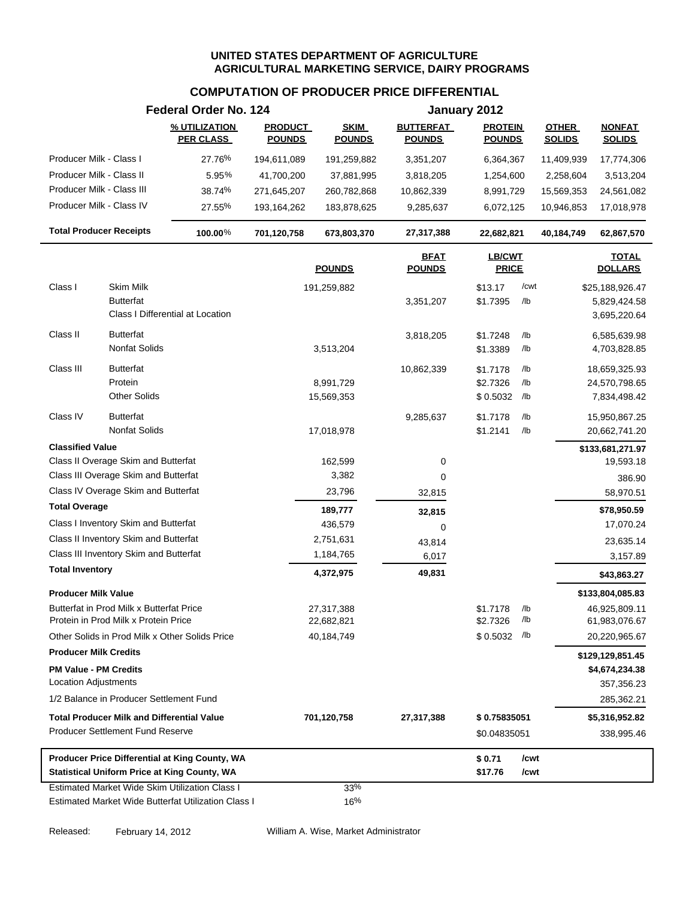**UNITED STATES DEPARTMENT OF AGRICULTURE**
**AGRICULTURAL MARKETING SERVICE, DAIRY PROGRAMS**

## COMPUTATION OF PRODUCER PRICE DIFFERENTIAL

**Federal Order No. 124** — **January 2012**

| | % UTILIZATION PER CLASS | PRODUCT POUNDS | SKIM POUNDS | BUTTERFAT POUNDS | PROTEIN POUNDS | OTHER SOLIDS | NONFAT SOLIDS |
|---|---|---|---|---|---|---|---|
| Producer Milk - Class I | 27.76% | 194,611,089 | 191,259,882 | 3,351,207 | 6,364,367 | 11,409,939 | 17,774,306 |
| Producer Milk - Class II | 5.95% | 41,700,200 | 37,881,995 | 3,818,205 | 1,254,600 | 2,258,604 | 3,513,204 |
| Producer Milk - Class III | 38.74% | 271,645,207 | 260,782,868 | 10,862,339 | 8,991,729 | 15,569,353 | 24,561,082 |
| Producer Milk - Class IV | 27.55% | 193,164,262 | 183,878,625 | 9,285,637 | 6,072,125 | 10,946,853 | 17,018,978 |
| **Total Producer Receipts** | **100.00%** | **701,120,758** | **673,803,370** | **27,317,388** | **22,682,821** | **40,184,749** | **62,867,570** |

| | | POUNDS | BFAT POUNDS | LB/CWT PRICE | | TOTAL DOLLARS |
|---|---|---|---|---|---|---|
| Class I | Skim Milk | 191,259,882 | | $13.17 | /cwt | $25,188,926.47 |
| | Butterfat | | 3,351,207 | $1.7395 | /lb | 5,829,424.58 |
| | Class I Differential at Location | | | | | 3,695,220.64 |
| Class II | Butterfat | | 3,818,205 | $1.7248 | /lb | 6,585,639.98 |
| | Nonfat Solids | 3,513,204 | | $1.3389 | /lb | 4,703,828.85 |
| Class III | Butterfat | | 10,862,339 | $1.7178 | /lb | 18,659,325.93 |
| | Protein | 8,991,729 | | $2.7326 | /lb | 24,570,798.65 |
| | Other Solids | 15,569,353 | | $ 0.5032 | /lb | 7,834,498.42 |
| Class IV | Butterfat | | 9,285,637 | $1.7178 | /lb | 15,950,867.25 |
| | Nonfat Solids | 17,018,978 | | $1.2141 | /lb | 20,662,741.20 |
| **Classified Value** | | | | | | **$133,681,271.97** |
| Class II Overage Skim and Butterfat | | 162,599 | 0 | | | 19,593.18 |
| Class III Overage Skim and Butterfat | | 3,382 | 0 | | | 386.90 |
| Class IV Overage Skim and Butterfat | | 23,796 | 32,815 | | | 58,970.51 |
| **Total Overage** | | **189,777** | **32,815** | | | **$78,950.59** |
| Class I Inventory Skim and Butterfat | | 436,579 | 0 | | | 17,070.24 |
| Class II Inventory Skim and Butterfat | | 2,751,631 | 43,814 | | | 23,635.14 |
| Class III Inventory Skim and Butterfat | | 1,184,765 | 6,017 | | | 3,157.89 |
| **Total Inventory** | | **4,372,975** | **49,831** | | | **$43,863.27** |
| **Producer Milk Value** | | | | | | **$133,804,085.83** |
| Butterfat in Prod Milk x Butterfat Price | | 27,317,388 | | $1.7178 | /lb | 46,925,809.11 |
| Protein in Prod Milk x Protein Price | | 22,682,821 | | $2.7326 | /lb | 61,983,076.67 |
| Other Solids in Prod Milk x Other Solids Price | | 40,184,749 | | $ 0.5032 | /lb | 20,220,965.67 |
| **Producer Milk Credits** | | | | | | **$129,129,851.45** |
| **PM Value - PM Credits** | | | | | | **$4,674,234.38** |
| Location Adjustments | | | | | | 357,356.23 |
| 1/2 Balance in Producer Settlement Fund | | | | | | 285,362.21 |
| **Total Producer Milk and Differential Value** | | **701,120,758** | **27,317,388** | **$ 0.75835051** | | **$5,316,952.82** |
| Producer Settlement Fund Reserve | | | | $0.04835051 | | 338,995.46 |

| | | |
|---|---|---|
| **Producer Price Differential at King County, WA** | **$ 0.71** | **/cwt** |
| **Statistical Uniform Price at King County, WA** | **$17.76** | **/cwt** |

| | |
|---|---|
| Estimated Market Wide Skim Utilization Class I | 33% |
| Estimated Market Wide Butterfat Utilization Class I | 16% |

Released: February 14, 2012 — William A. Wise, Market Administrator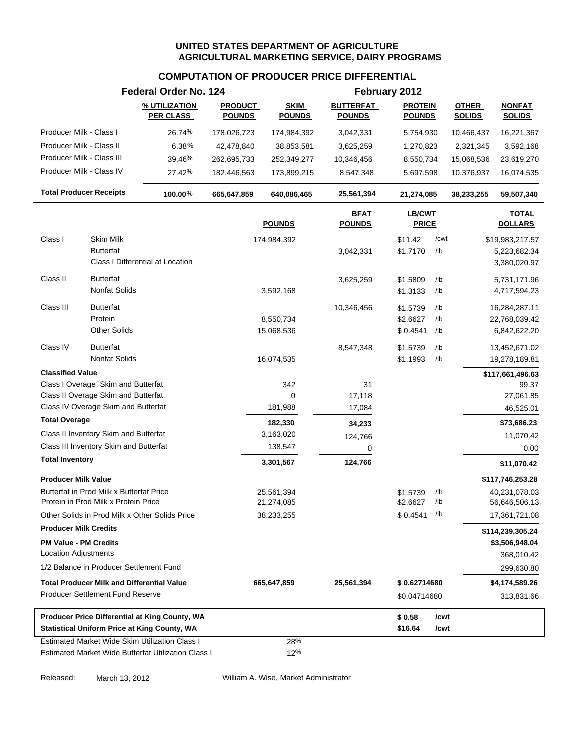# UNITED STATES DEPARTMENT OF AGRICULTURE
## AGRICULTURAL MARKETING SERVICE, DAIRY PROGRAMS

## COMPUTATION OF PRODUCER PRICE DIFFERENTIAL

**Federal Order No. 124** — **February 2012**

| | % UTILIZATION PER CLASS | PRODUCT POUNDS | SKIM POUNDS | BUTTERFAT POUNDS | PROTEIN POUNDS | OTHER SOLIDS | NONFAT SOLIDS |
|---|---|---|---|---|---|---|---|
| Producer Milk - Class I | 26.74% | 178,026,723 | 174,984,392 | 3,042,331 | 5,754,930 | 10,466,437 | 16,221,367 |
| Producer Milk - Class II | 6.38% | 42,478,840 | 38,853,581 | 3,625,259 | 1,270,823 | 2,321,345 | 3,592,168 |
| Producer Milk - Class III | 39.46% | 262,695,733 | 252,349,277 | 10,346,456 | 8,550,734 | 15,068,536 | 23,619,270 |
| Producer Milk - Class IV | 27.42% | 182,446,563 | 173,899,215 | 8,547,348 | 5,697,598 | 10,376,937 | 16,074,535 |
| **Total Producer Receipts** | **100.00%** | **665,647,859** | **640,086,465** | **25,561,394** | **21,274,085** | **38,233,255** | **59,507,340** |

| | | POUNDS | BFAT POUNDS | LB/CWT PRICE | | TOTAL DOLLARS |
|---|---|---|---|---|---|---|
| Class I | Skim Milk | 174,984,392 | | $11.42 | /cwt | $19,983,217.57 |
| | Butterfat | | 3,042,331 | $1.7170 | /lb | 5,223,682.34 |
| | Class I Differential at Location | | | | | 3,380,020.97 |
| Class II | Butterfat | | 3,625,259 | $1.5809 | /lb | 5,731,171.96 |
| | Nonfat Solids | 3,592,168 | | $1.3133 | /lb | 4,717,594.23 |
| Class III | Butterfat | | 10,346,456 | $1.5739 | /lb | 16,284,287.11 |
| | Protein | 8,550,734 | | $2.6627 | /lb | 22,768,039.42 |
| | Other Solids | 15,068,536 | | $ 0.4541 | /lb | 6,842,622.20 |
| Class IV | Butterfat | | 8,547,348 | $1.5739 | /lb | 13,452,671.02 |
| | Nonfat Solids | 16,074,535 | | $1.1993 | /lb | 19,278,189.81 |
| **Classified Value** | | | | | | **$117,661,496.63** |
| Class I Overage Skim and Butterfat | | 342 | 31 | | | 99.37 |
| Class II Overage Skim and Butterfat | | 0 | 17,118 | | | 27,061.85 |
| Class IV Overage Skim and Butterfat | | 181,988 | 17,084 | | | 46,525.01 |
| **Total Overage** | | **182,330** | **34,233** | | | **$73,686.23** |
| Class II Inventory Skim and Butterfat | | 3,163,020 | 124,766 | | | 11,070.42 |
| Class III Inventory Skim and Butterfat | | 138,547 | 0 | | | 0.00 |
| **Total Inventory** | | **3,301,567** | **124,766** | | | **$11,070.42** |
| **Producer Milk Value** | | | | | | **$117,746,253.28** |
| Butterfat in Prod Milk x Butterfat Price | | 25,561,394 | | $1.5739 | /lb | 40,231,078.03 |
| Protein in Prod Milk x Protein Price | | 21,274,085 | | $2.6627 | /lb | 56,646,506.13 |
| Other Solids in Prod Milk x Other Solids Price | | 38,233,255 | | $ 0.4541 | /lb | 17,361,721.08 |
| **Producer Milk Credits** | | | | | | **$114,239,305.24** |
| **PM Value - PM Credits** | | | | | | **$3,506,948.04** |
| Location Adjustments | | | | | | 368,010.42 |
| 1/2 Balance in Producer Settlement Fund | | | | | | 299,630.80 |
| **Total Producer Milk and Differential Value** | | **665,647,859** | **25,561,394** | **$ 0.62714680** | | **$4,174,589.26** |
| Producer Settlement Fund Reserve | | | | $0.04714680 | | 313,831.66 |

| | | |
|---|---|---|
| **Producer Price Differential at King County, WA** | **$ 0.58** | **/cwt** |
| **Statistical Uniform Price at King County, WA** | **$16.64** | **/cwt** |

| | |
|---|---|
| Estimated Market Wide Skim Utilization Class I | 28% |
| Estimated Market Wide Butterfat Utilization Class I | 12% |

Released: March 13, 2012 — William A. Wise, Market Administrator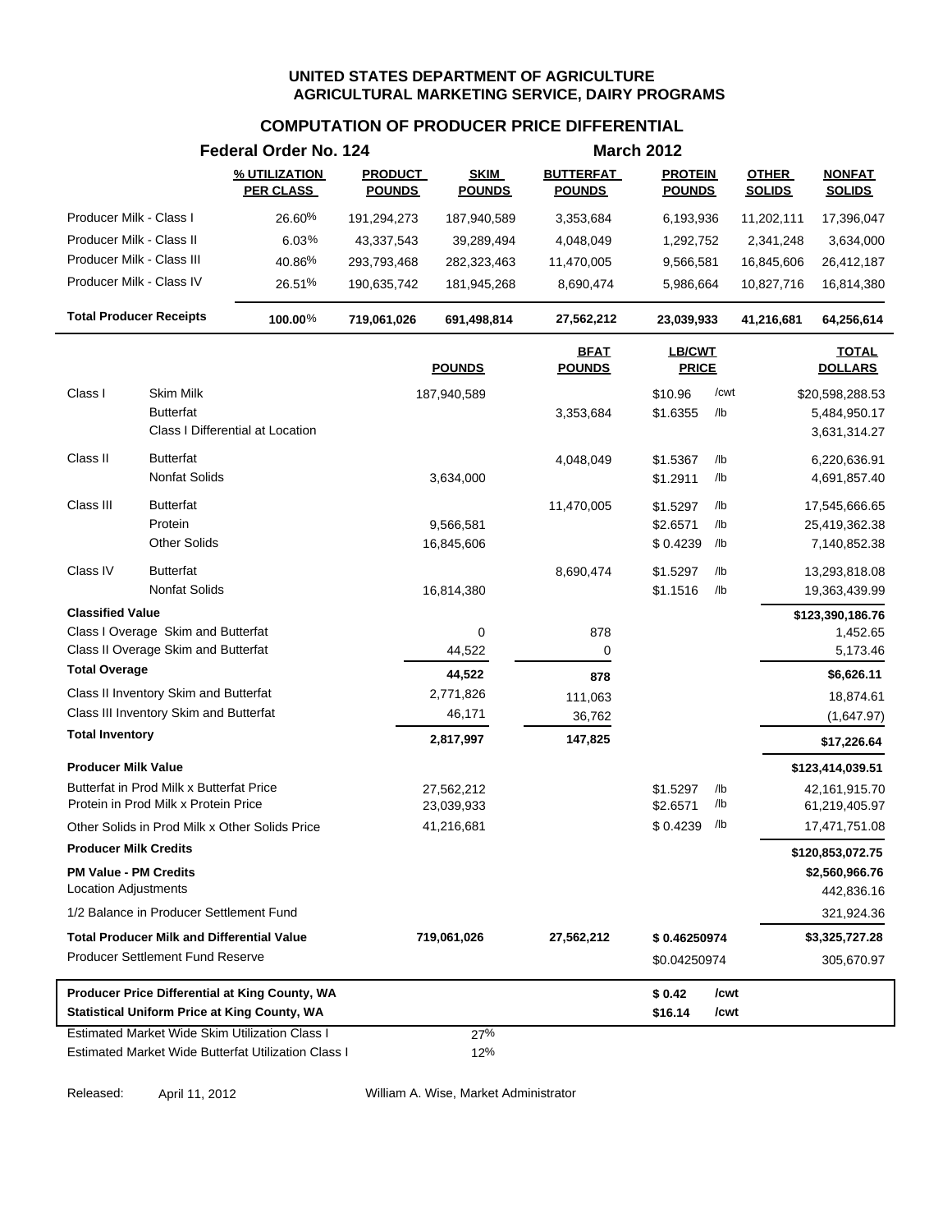**UNITED STATES DEPARTMENT OF AGRICULTURE**
**AGRICULTURAL MARKETING SERVICE, DAIRY PROGRAMS**

## COMPUTATION OF PRODUCER PRICE DIFFERENTIAL

**Federal Order No. 124** — **March 2012**

| | % UTILIZATION PER CLASS | PRODUCT POUNDS | SKIM POUNDS | BUTTERFAT POUNDS | PROTEIN POUNDS | OTHER SOLIDS | NONFAT SOLIDS |
|---|---|---|---|---|---|---|---|
| Producer Milk - Class I | 26.60% | 191,294,273 | 187,940,589 | 3,353,684 | 6,193,936 | 11,202,111 | 17,396,047 |
| Producer Milk - Class II | 6.03% | 43,337,543 | 39,289,494 | 4,048,049 | 1,292,752 | 2,341,248 | 3,634,000 |
| Producer Milk - Class III | 40.86% | 293,793,468 | 282,323,463 | 11,470,005 | 9,566,581 | 16,845,606 | 26,412,187 |
| Producer Milk - Class IV | 26.51% | 190,635,742 | 181,945,268 | 8,690,474 | 5,986,664 | 10,827,716 | 16,814,380 |
| **Total Producer Receipts** | **100.00%** | **719,061,026** | **691,498,814** | **27,562,212** | **23,039,933** | **41,216,681** | **64,256,614** |

| | | POUNDS | BFAT POUNDS | LB/CWT PRICE | | TOTAL DOLLARS |
|---|---|---|---|---|---|---|
| Class I | Skim Milk | 187,940,589 | | $10.96 | /cwt | $20,598,288.53 |
| | Butterfat | | 3,353,684 | $1.6355 | /lb | 5,484,950.17 |
| | Class I Differential at Location | | | | | 3,631,314.27 |
| Class II | Butterfat | | 4,048,049 | $1.5367 | /lb | 6,220,636.91 |
| | Nonfat Solids | 3,634,000 | | $1.2911 | /lb | 4,691,857.40 |
| Class III | Butterfat | | 11,470,005 | $1.5297 | /lb | 17,545,666.65 |
| | Protein | 9,566,581 | | $2.6571 | /lb | 25,419,362.38 |
| | Other Solids | 16,845,606 | | $ 0.4239 | /lb | 7,140,852.38 |
| Class IV | Butterfat | | 8,690,474 | $1.5297 | /lb | 13,293,818.08 |
| | Nonfat Solids | 16,814,380 | | $1.1516 | /lb | 19,363,439.99 |
| **Classified Value** | | | | | | **$123,390,186.76** |
| Class I Overage Skim and Butterfat | | 0 | 878 | | | 1,452.65 |
| Class II Overage Skim and Butterfat | | 44,522 | 0 | | | 5,173.46 |
| **Total Overage** | | **44,522** | **878** | | | **$6,626.11** |
| Class II Inventory Skim and Butterfat | | 2,771,826 | 111,063 | | | 18,874.61 |
| Class III Inventory Skim and Butterfat | | 46,171 | 36,762 | | | (1,647.97) |
| **Total Inventory** | | **2,817,997** | **147,825** | | | **$17,226.64** |
| **Producer Milk Value** | | | | | | **$123,414,039.51** |
| Butterfat in Prod Milk x Butterfat Price | | 27,562,212 | | $1.5297 | /lb | 42,161,915.70 |
| Protein in Prod Milk x Protein Price | | 23,039,933 | | $2.6571 | /lb | 61,219,405.97 |
| Other Solids in Prod Milk x Other Solids Price | | 41,216,681 | | $ 0.4239 | /lb | 17,471,751.08 |
| **Producer Milk Credits** | | | | | | **$120,853,072.75** |
| **PM Value - PM Credits** | | | | | | **$2,560,966.76** |
| Location Adjustments | | | | | | 442,836.16 |
| 1/2 Balance in Producer Settlement Fund | | | | | | 321,924.36 |
| **Total Producer Milk and Differential Value** | | **719,061,026** | **27,562,212** | **$ 0.46250974** | | **$3,325,727.28** |
| Producer Settlement Fund Reserve | | | | $0.04250974 | | 305,670.97 |
| **Producer Price Differential at King County, WA** | | | | **$ 0.42** | **/cwt** | |
| **Statistical Uniform Price at King County, WA** | | | | **$16.14** | **/cwt** | |
| Estimated Market Wide Skim Utilization Class I | | 27% | | | | |
| Estimated Market Wide Butterfat Utilization Class I | | 12% | | | | |

Released: April 11, 2012 — William A. Wise, Market Administrator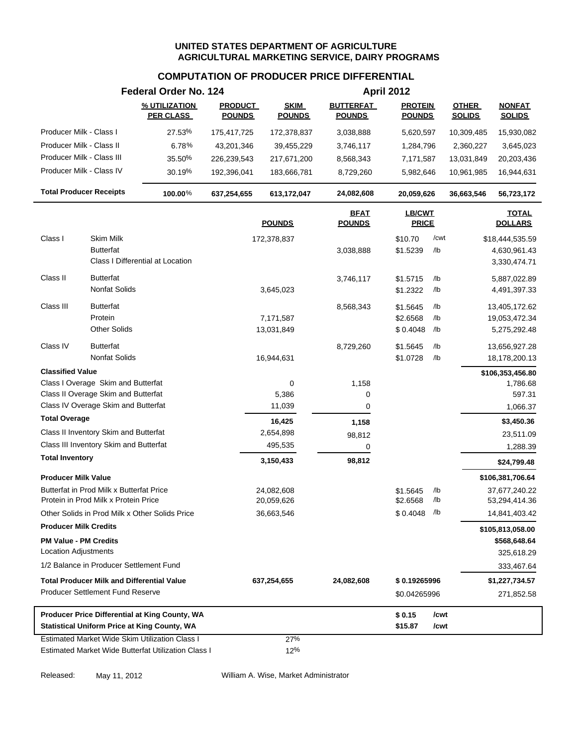**UNITED STATES DEPARTMENT OF AGRICULTURE**
**AGRICULTURAL MARKETING SERVICE, DAIRY PROGRAMS**

## COMPUTATION OF PRODUCER PRICE DIFFERENTIAL

**Federal Order No. 124** — **April 2012**

| | % UTILIZATION PER CLASS | PRODUCT POUNDS | SKIM POUNDS | BUTTERFAT POUNDS | PROTEIN POUNDS | OTHER SOLIDS | NONFAT SOLIDS |
|---|---|---|---|---|---|---|---|
| Producer Milk - Class I | 27.53% | 175,417,725 | 172,378,837 | 3,038,888 | 5,620,597 | 10,309,485 | 15,930,082 |
| Producer Milk - Class II | 6.78% | 43,201,346 | 39,455,229 | 3,746,117 | 1,284,796 | 2,360,227 | 3,645,023 |
| Producer Milk - Class III | 35.50% | 226,239,543 | 217,671,200 | 8,568,343 | 7,171,587 | 13,031,849 | 20,203,436 |
| Producer Milk - Class IV | 30.19% | 192,396,041 | 183,666,781 | 8,729,260 | 5,982,646 | 10,961,985 | 16,944,631 |
| **Total Producer Receipts** | **100.00%** | **637,254,655** | **613,172,047** | **24,082,608** | **20,059,626** | **36,663,546** | **56,723,172** |

| | | POUNDS | BFAT POUNDS | LB/CWT PRICE | | TOTAL DOLLARS |
|---|---|---|---|---|---|---|
| Class I | Skim Milk | 172,378,837 | | $10.70 | /cwt | $18,444,535.59 |
| | Butterfat | | 3,038,888 | $1.5239 | /lb | 4,630,961.43 |
| | Class I Differential at Location | | | | | 3,330,474.71 |
| Class II | Butterfat | | 3,746,117 | $1.5715 | /lb | 5,887,022.89 |
| | Nonfat Solids | 3,645,023 | | $1.2322 | /lb | 4,491,397.33 |
| Class III | Butterfat | | 8,568,343 | $1.5645 | /lb | 13,405,172.62 |
| | Protein | 7,171,587 | | $2.6568 | /lb | 19,053,472.34 |
| | Other Solids | 13,031,849 | | $ 0.4048 | /lb | 5,275,292.48 |
| Class IV | Butterfat | | 8,729,260 | $1.5645 | /lb | 13,656,927.28 |
| | Nonfat Solids | 16,944,631 | | $1.0728 | /lb | 18,178,200.13 |
| **Classified Value** | | | | | | **$106,353,456.80** |
| Class I Overage Skim and Butterfat | | 0 | 1,158 | | | 1,786.68 |
| Class II Overage Skim and Butterfat | | 5,386 | 0 | | | 597.31 |
| Class IV Overage Skim and Butterfat | | 11,039 | 0 | | | 1,066.37 |
| **Total Overage** | | **16,425** | **1,158** | | | **$3,450.36** |
| Class II Inventory Skim and Butterfat | | 2,654,898 | 98,812 | | | 23,511.09 |
| Class III Inventory Skim and Butterfat | | 495,535 | 0 | | | 1,288.39 |
| **Total Inventory** | | **3,150,433** | **98,812** | | | **$24,799.48** |
| **Producer Milk Value** | | | | | | **$106,381,706.64** |
| Butterfat in Prod Milk x Butterfat Price | | 24,082,608 | | $1.5645 | /lb | 37,677,240.22 |
| Protein in Prod Milk x Protein Price | | 20,059,626 | | $2.6568 | /lb | 53,294,414.36 |
| Other Solids in Prod Milk x Other Solids Price | | 36,663,546 | | $ 0.4048 | /lb | 14,841,403.42 |
| **Producer Milk Credits** | | | | | | **$105,813,058.00** |
| **PM Value - PM Credits** | | | | | | **$568,648.64** |
| Location Adjustments | | | | | | 325,618.29 |
| 1/2 Balance in Producer Settlement Fund | | | | | | 333,467.64 |
| **Total Producer Milk and Differential Value** | | **637,254,655** | **24,082,608** | **$ 0.19265996** | | **$1,227,734.57** |
| Producer Settlement Fund Reserve | | | | $0.04265996 | | 271,852.58 |

| | | |
|---|---|---|
| **Producer Price Differential at King County, WA** | **$ 0.15** | **/cwt** |
| **Statistical Uniform Price at King County, WA** | **$15.87** | **/cwt** |

Estimated Market Wide Skim Utilization Class I: 27%

Estimated Market Wide Butterfat Utilization Class I: 12%

Released: May 11, 2012 — William A. Wise, Market Administrator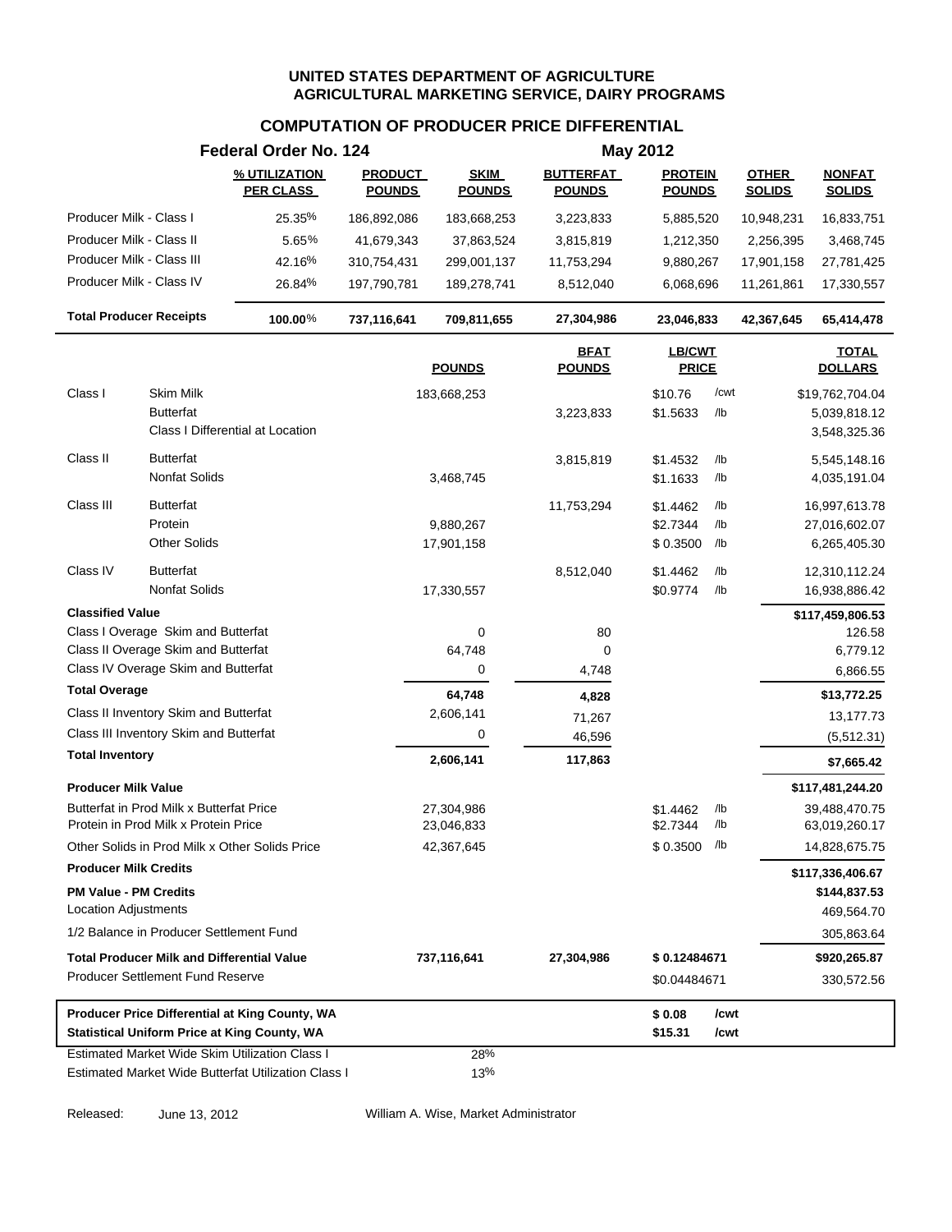# UNITED STATES DEPARTMENT OF AGRICULTURE
## AGRICULTURAL MARKETING SERVICE, DAIRY PROGRAMS

### COMPUTATION OF PRODUCER PRICE DIFFERENTIAL

**Federal Order No. 124** — **May 2012**

| | % UTILIZATION PER CLASS | PRODUCT POUNDS | SKIM POUNDS | BUTTERFAT POUNDS | PROTEIN POUNDS | OTHER SOLIDS | NONFAT SOLIDS |
|---|---|---|---|---|---|---|---|
| Producer Milk - Class I | 25.35% | 186,892,086 | 183,668,253 | 3,223,833 | 5,885,520 | 10,948,231 | 16,833,751 |
| Producer Milk - Class II | 5.65% | 41,679,343 | 37,863,524 | 3,815,819 | 1,212,350 | 2,256,395 | 3,468,745 |
| Producer Milk - Class III | 42.16% | 310,754,431 | 299,001,137 | 11,753,294 | 9,880,267 | 17,901,158 | 27,781,425 |
| Producer Milk - Class IV | 26.84% | 197,790,781 | 189,278,741 | 8,512,040 | 6,068,696 | 11,261,861 | 17,330,557 |
| **Total Producer Receipts** | **100.00%** | **737,116,641** | **709,811,655** | **27,304,986** | **23,046,833** | **42,367,645** | **65,414,478** |

| | | POUNDS | BFAT POUNDS | LB/CWT PRICE | | TOTAL DOLLARS |
|---|---|---|---|---|---|---|
| Class I | Skim Milk | 183,668,253 | | $10.76 | /cwt | $19,762,704.04 |
| | Butterfat | | 3,223,833 | $1.5633 | /lb | 5,039,818.12 |
| | Class I Differential at Location | | | | | 3,548,325.36 |
| Class II | Butterfat | | 3,815,819 | $1.4532 | /lb | 5,545,148.16 |
| | Nonfat Solids | 3,468,745 | | $1.1633 | /lb | 4,035,191.04 |
| Class III | Butterfat | | 11,753,294 | $1.4462 | /lb | 16,997,613.78 |
| | Protein | 9,880,267 | | $2.7344 | /lb | 27,016,602.07 |
| | Other Solids | 17,901,158 | | $ 0.3500 | /lb | 6,265,405.30 |
| Class IV | Butterfat | | 8,512,040 | $1.4462 | /lb | 12,310,112.24 |
| | Nonfat Solids | 17,330,557 | | $0.9774 | /lb | 16,938,886.42 |
| **Classified Value** | | | | | | **$117,459,806.53** |
| Class I Overage Skim and Butterfat | | 0 | 80 | | | 126.58 |
| Class II Overage Skim and Butterfat | | 64,748 | 0 | | | 6,779.12 |
| Class IV Overage Skim and Butterfat | | 0 | 4,748 | | | 6,866.55 |
| **Total Overage** | | **64,748** | **4,828** | | | **$13,772.25** |
| Class II Inventory Skim and Butterfat | | 2,606,141 | 71,267 | | | 13,177.73 |
| Class III Inventory Skim and Butterfat | | 0 | 46,596 | | | (5,512.31) |
| **Total Inventory** | | **2,606,141** | **117,863** | | | **$7,665.42** |
| **Producer Milk Value** | | | | | | **$117,481,244.20** |
| Butterfat in Prod Milk x Butterfat Price | | 27,304,986 | | $1.4462 | /lb | 39,488,470.75 |
| Protein in Prod Milk x Protein Price | | 23,046,833 | | $2.7344 | /lb | 63,019,260.17 |
| Other Solids in Prod Milk x Other Solids Price | | 42,367,645 | | $ 0.3500 | /lb | 14,828,675.75 |
| **Producer Milk Credits** | | | | | | **$117,336,406.67** |
| **PM Value - PM Credits** | | | | | | **$144,837.53** |
| Location Adjustments | | | | | | 469,564.70 |
| 1/2 Balance in Producer Settlement Fund | | | | | | 305,863.64 |
| **Total Producer Milk and Differential Value** | | **737,116,641** | **27,304,986** | **$ 0.12484671** | | **$920,265.87** |
| Producer Settlement Fund Reserve | | | | $0.04484671 | | 330,572.56 |
| **Producer Price Differential at King County, WA** | | | | **$ 0.08** | **/cwt** | |
| **Statistical Uniform Price at King County, WA** | | | | **$15.31** | **/cwt** | |
| Estimated Market Wide Skim Utilization Class I | | 28% | | | | |
| Estimated Market Wide Butterfat Utilization Class I | | 13% | | | | |

Released: June 13, 2012 — William A. Wise, Market Administrator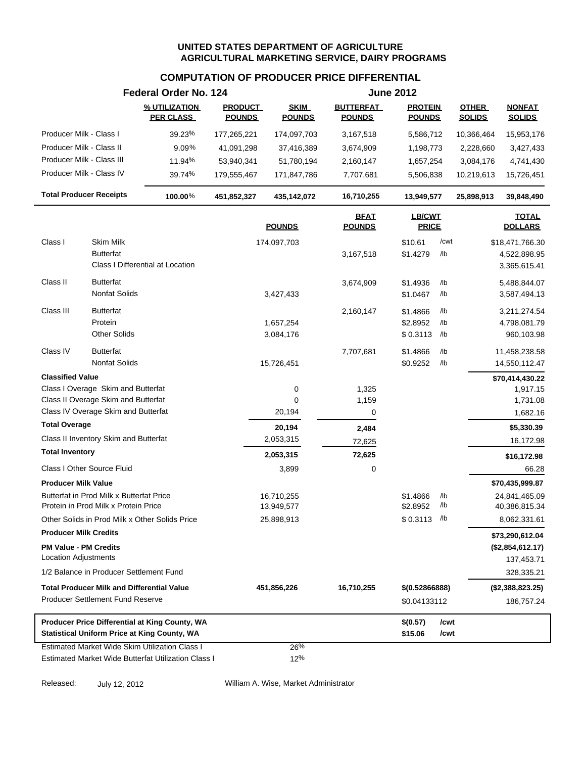**UNITED STATES DEPARTMENT OF AGRICULTURE**
**AGRICULTURAL MARKETING SERVICE, DAIRY PROGRAMS**

## COMPUTATION OF PRODUCER PRICE DIFFERENTIAL

**Federal Order No. 124** — **June 2012**

| | % UTILIZATION PER CLASS | PRODUCT POUNDS | SKIM POUNDS | BUTTERFAT POUNDS | PROTEIN POUNDS | OTHER SOLIDS | NONFAT SOLIDS |
|---|---|---|---|---|---|---|---|
| Producer Milk - Class I | 39.23% | 177,265,221 | 174,097,703 | 3,167,518 | 5,586,712 | 10,366,464 | 15,953,176 |
| Producer Milk - Class II | 9.09% | 41,091,298 | 37,416,389 | 3,674,909 | 1,198,773 | 2,228,660 | 3,427,433 |
| Producer Milk - Class III | 11.94% | 53,940,341 | 51,780,194 | 2,160,147 | 1,657,254 | 3,084,176 | 4,741,430 |
| Producer Milk - Class IV | 39.74% | 179,555,467 | 171,847,786 | 7,707,681 | 5,506,838 | 10,219,613 | 15,726,451 |
| **Total Producer Receipts** | **100.00%** | **451,852,327** | **435,142,072** | **16,710,255** | **13,949,577** | **25,898,913** | **39,848,490** |

| | | POUNDS | BFAT POUNDS | LB/CWT PRICE | | TOTAL DOLLARS |
|---|---|---|---|---|---|---|
| Class I | Skim Milk | 174,097,703 | | $10.61 | /cwt | $18,471,766.30 |
| | Butterfat | | 3,167,518 | $1.4279 | /lb | 4,522,898.95 |
| | Class I Differential at Location | | | | | 3,365,615.41 |
| Class II | Butterfat | | 3,674,909 | $1.4936 | /lb | 5,488,844.07 |
| | Nonfat Solids | 3,427,433 | | $1.0467 | /lb | 3,587,494.13 |
| Class III | Butterfat | | 2,160,147 | $1.4866 | /lb | 3,211,274.54 |
| | Protein | 1,657,254 | | $2.8952 | /lb | 4,798,081.79 |
| | Other Solids | 3,084,176 | | $ 0.3113 | /lb | 960,103.98 |
| Class IV | Butterfat | | 7,707,681 | $1.4866 | /lb | 11,458,238.58 |
| | Nonfat Solids | 15,726,451 | | $0.9252 | /lb | 14,550,112.47 |
| **Classified Value** | | | | | | **$70,414,430.22** |
| Class I Overage Skim and Butterfat | | 0 | 1,325 | | | 1,917.15 |
| Class II Overage Skim and Butterfat | | 0 | 1,159 | | | 1,731.08 |
| Class IV Overage Skim and Butterfat | | 20,194 | 0 | | | 1,682.16 |
| **Total Overage** | | **20,194** | **2,484** | | | **$5,330.39** |
| Class II Inventory Skim and Butterfat | | 2,053,315 | 72,625 | | | 16,172.98 |
| **Total Inventory** | | **2,053,315** | **72,625** | | | **$16,172.98** |
| Class I Other Source Fluid | | 3,899 | 0 | | | 66.28 |
| **Producer Milk Value** | | | | | | **$70,435,999.87** |
| Butterfat in Prod Milk x Butterfat Price | | 16,710,255 | | $1.4866 | /lb | 24,841,465.09 |
| Protein in Prod Milk x Protein Price | | 13,949,577 | | $2.8952 | /lb | 40,386,815.34 |
| Other Solids in Prod Milk x Other Solids Price | | 25,898,913 | | $ 0.3113 | /lb | 8,062,331.61 |
| **Producer Milk Credits** | | | | | | **$73,290,612.04** |
| **PM Value - PM Credits** | | | | | | **($2,854,612.17)** |
| Location Adjustments | | | | | | 137,453.71 |
| 1/2 Balance in Producer Settlement Fund | | | | | | 328,335.21 |
| **Total Producer Milk and Differential Value** | | **451,856,226** | **16,710,255** | **$(0.52866888)** | | **($2,388,823.25)** |
| Producer Settlement Fund Reserve | | | | $0.04133112 | | 186,757.24 |
| **Producer Price Differential at King County, WA** | | | | **$(0.57)** | **/cwt** | |
| **Statistical Uniform Price at King County, WA** | | | | **$15.06** | **/cwt** | |
| Estimated Market Wide Skim Utilization Class I | | 26% | | | | |
| Estimated Market Wide Butterfat Utilization Class I | | 12% | | | | |

Released: July 12, 2012

William A. Wise, Market Administrator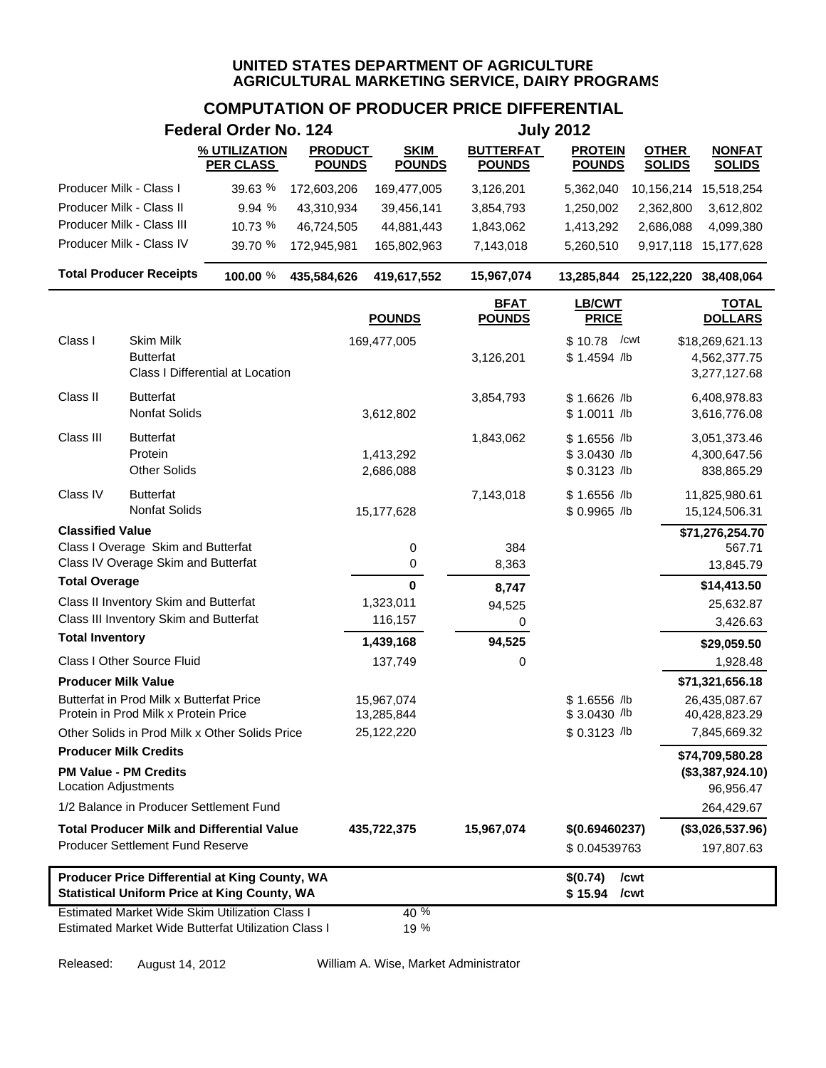# UNITED STATES DEPARTMENT OF AGRICULTURE
## AGRICULTURAL MARKETING SERVICE, DAIRY PROGRAMS

## COMPUTATION OF PRODUCER PRICE DIFFERENTIAL

**Federal Order No. 124** — **July 2012**

| | % UTILIZATION PER CLASS | PRODUCT POUNDS | SKIM POUNDS | BUTTERFAT POUNDS | PROTEIN POUNDS | OTHER SOLIDS | NONFAT SOLIDS |
|---|---|---|---|---|---|---|---|
| Producer Milk - Class I | 39.63 % | 172,603,206 | 169,477,005 | 3,126,201 | 5,362,040 | 10,156,214 | 15,518,254 |
| Producer Milk - Class II | 9.94 % | 43,310,934 | 39,456,141 | 3,854,793 | 1,250,002 | 2,362,800 | 3,612,802 |
| Producer Milk - Class III | 10.73 % | 46,724,505 | 44,881,443 | 1,843,062 | 1,413,292 | 2,686,088 | 4,099,380 |
| Producer Milk - Class IV | 39.70 % | 172,945,981 | 165,802,963 | 7,143,018 | 5,260,510 | 9,917,118 | 15,177,628 |
| **Total Producer Receipts** | **100.00 %** | **435,584,626** | **419,617,552** | **15,967,074** | **13,285,844** | **25,122,220** | **38,408,064** |

| | | POUNDS | BFAT POUNDS | LB/CWT PRICE | TOTAL DOLLARS |
|---|---|---|---|---|---|
| Class I | Skim Milk | 169,477,005 | | \$ 10.78 /cwt | \$18,269,621.13 |
| | Butterfat | | 3,126,201 | \$ 1.4594 /lb | 4,562,377.75 |
| | Class I Differential at Location | | | | 3,277,127.68 |
| Class II | Butterfat | | 3,854,793 | \$ 1.6626 /lb | 6,408,978.83 |
| | Nonfat Solids | 3,612,802 | | \$ 1.0011 /lb | 3,616,776.08 |
| Class III | Butterfat | | 1,843,062 | \$ 1.6556 /lb | 3,051,373.46 |
| | Protein | 1,413,292 | | \$ 3.0430 /lb | 4,300,647.56 |
| | Other Solids | 2,686,088 | | \$ 0.3123 /lb | 838,865.29 |
| Class IV | Butterfat | | 7,143,018 | \$ 1.6556 /lb | 11,825,980.61 |
| | Nonfat Solids | 15,177,628 | | \$ 0.9965 /lb | 15,124,506.31 |
| **Classified Value** | | | | | **\$71,276,254.70** |
| Class I Overage Skim and Butterfat | | 0 | 384 | | 567.71 |
| Class IV Overage Skim and Butterfat | | 0 | 8,363 | | 13,845.79 |
| **Total Overage** | | **0** | **8,747** | | **\$14,413.50** |
| Class II Inventory Skim and Butterfat | | 1,323,011 | 94,525 | | 25,632.87 |
| Class III Inventory Skim and Butterfat | | 116,157 | 0 | | 3,426.63 |
| **Total Inventory** | | **1,439,168** | **94,525** | | **\$29,059.50** |
| Class I Other Source Fluid | | 137,749 | 0 | | 1,928.48 |
| **Producer Milk Value** | | | | | **\$71,321,656.18** |
| Butterfat in Prod Milk x Butterfat Price | | 15,967,074 | | \$ 1.6556 /lb | 26,435,087.67 |
| Protein in Prod Milk x Protein Price | | 13,285,844 | | \$ 3.0430 /lb | 40,428,823.29 |
| Other Solids in Prod Milk x Other Solids Price | | 25,122,220 | | \$ 0.3123 /lb | 7,845,669.32 |
| **Producer Milk Credits** | | | | | **\$74,709,580.28** |
| **PM Value - PM Credits** | | | | | **(\$3,387,924.10)** |
| Location Adjustments | | | | | 96,956.47 |
| 1/2 Balance in Producer Settlement Fund | | | | | 264,429.67 |
| **Total Producer Milk and Differential Value** | | **435,722,375** | **15,967,074** | **\$(0.69460237)** | **(\$3,026,537.96)** |
| Producer Settlement Fund Reserve | | | | \$ 0.04539763 | 197,807.63 |

| | |
|---|---|
| **Producer Price Differential at King County, WA** | **\$(0.74) /cwt** |
| **Statistical Uniform Price at King County, WA** | **\$ 15.94 /cwt** |

Estimated Market Wide Skim Utilization Class I — 40 %

Estimated Market Wide Butterfat Utilization Class I — 19 %

Released: August 14, 2012 — William A. Wise, Market Administrator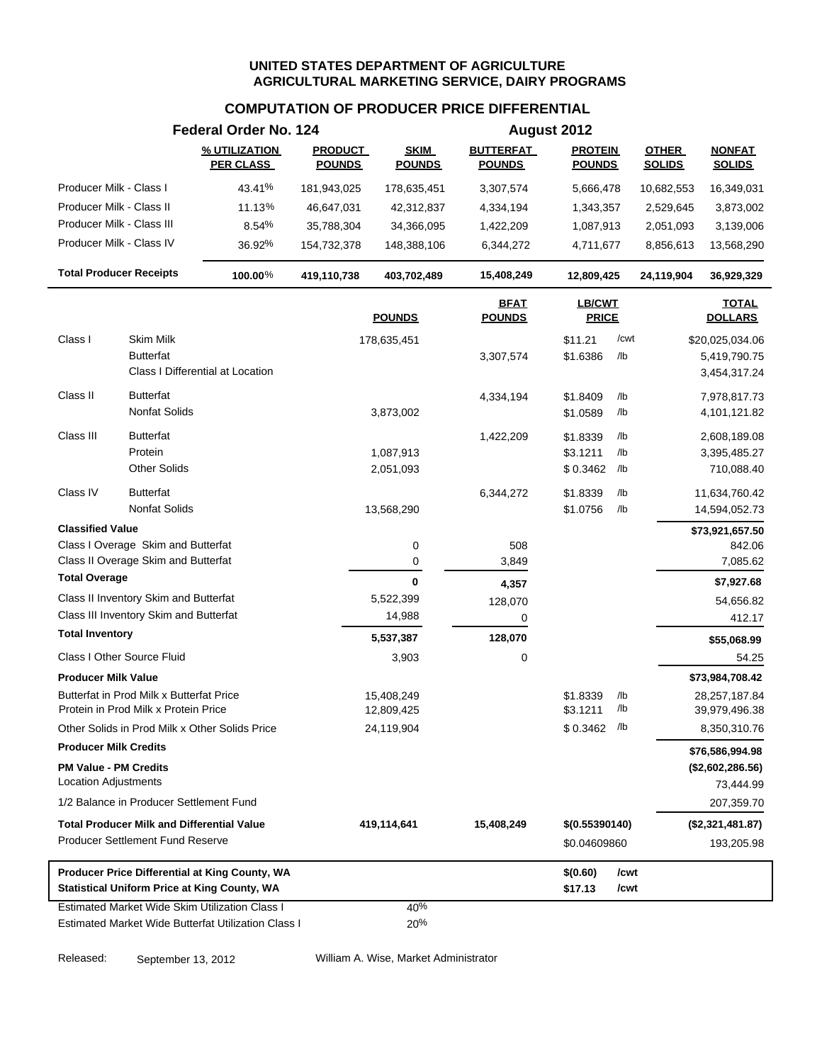**UNITED STATES DEPARTMENT OF AGRICULTURE**
**AGRICULTURAL MARKETING SERVICE, DAIRY PROGRAMS**

## COMPUTATION OF PRODUCER PRICE DIFFERENTIAL

**Federal Order No. 124** — **August 2012**

| | % UTILIZATION PER CLASS | PRODUCT POUNDS | SKIM POUNDS | BUTTERFAT POUNDS | PROTEIN POUNDS | OTHER SOLIDS | NONFAT SOLIDS |
|---|---|---|---|---|---|---|---|
| Producer Milk - Class I | 43.41% | 181,943,025 | 178,635,451 | 3,307,574 | 5,666,478 | 10,682,553 | 16,349,031 |
| Producer Milk - Class II | 11.13% | 46,647,031 | 42,312,837 | 4,334,194 | 1,343,357 | 2,529,645 | 3,873,002 |
| Producer Milk - Class III | 8.54% | 35,788,304 | 34,366,095 | 1,422,209 | 1,087,913 | 2,051,093 | 3,139,006 |
| Producer Milk - Class IV | 36.92% | 154,732,378 | 148,388,106 | 6,344,272 | 4,711,677 | 8,856,613 | 13,568,290 |
| **Total Producer Receipts** | **100.00%** | **419,110,738** | **403,702,489** | **15,408,249** | **12,809,425** | **24,119,904** | **36,929,329** |

| | | POUNDS | BFAT POUNDS | LB/CWT PRICE | | TOTAL DOLLARS |
|---|---|---|---|---|---|---|
| Class I | Skim Milk | 178,635,451 | | $11.21 | /cwt | $20,025,034.06 |
| | Butterfat | | 3,307,574 | $1.6386 | /lb | 5,419,790.75 |
| | Class I Differential at Location | | | | | 3,454,317.24 |
| Class II | Butterfat | | 4,334,194 | $1.8409 | /lb | 7,978,817.73 |
| | Nonfat Solids | 3,873,002 | | $1.0589 | /lb | 4,101,121.82 |
| Class III | Butterfat | | 1,422,209 | $1.8339 | /lb | 2,608,189.08 |
| | Protein | 1,087,913 | | $3.1211 | /lb | 3,395,485.27 |
| | Other Solids | 2,051,093 | | $ 0.3462 | /lb | 710,088.40 |
| Class IV | Butterfat | | 6,344,272 | $1.8339 | /lb | 11,634,760.42 |
| | Nonfat Solids | 13,568,290 | | $1.0756 | /lb | 14,594,052.73 |
| **Classified Value** | | | | | | **$73,921,657.50** |
| | Class I Overage Skim and Butterfat | 0 | 508 | | | 842.06 |
| | Class II Overage Skim and Butterfat | 0 | 3,849 | | | 7,085.62 |
| **Total Overage** | | **0** | **4,357** | | | **$7,927.68** |
| | Class II Inventory Skim and Butterfat | 5,522,399 | 128,070 | | | 54,656.82 |
| | Class III Inventory Skim and Butterfat | 14,988 | 0 | | | 412.17 |
| **Total Inventory** | | **5,537,387** | **128,070** | | | **$55,068.99** |
| Class I Other Source Fluid | | 3,903 | 0 | | | 54.25 |
| **Producer Milk Value** | | | | | | **$73,984,708.42** |
| Butterfat in Prod Milk x Butterfat Price | | 15,408,249 | | $1.8339 | /lb | 28,257,187.84 |
| Protein in Prod Milk x Protein Price | | 12,809,425 | | $3.1211 | /lb | 39,979,496.38 |
| Other Solids in Prod Milk x Other Solids Price | | 24,119,904 | | $ 0.3462 | /lb | 8,350,310.76 |
| **Producer Milk Credits** | | | | | | **$76,586,994.98** |
| **PM Value - PM Credits** | | | | | | **($2,602,286.56)** |
| Location Adjustments | | | | | | 73,444.99 |
| 1/2 Balance in Producer Settlement Fund | | | | | | 207,359.70 |
| **Total Producer Milk and Differential Value** | | **419,114,641** | **15,408,249** | **$(0.55390140)** | | **($2,321,481.87)** |
| Producer Settlement Fund Reserve | | | | $0.04609860 | | 193,205.98 |

| | | |
|---|---|---|
| **Producer Price Differential at King County, WA** | **$(0.60)** | **/cwt** |
| **Statistical Uniform Price at King County, WA** | **$17.13** | **/cwt** |

| | |
|---|---|
| Estimated Market Wide Skim Utilization Class I | 40% |
| Estimated Market Wide Butterfat Utilization Class I | 20% |

Released: September 13, 2012 — William A. Wise, Market Administrator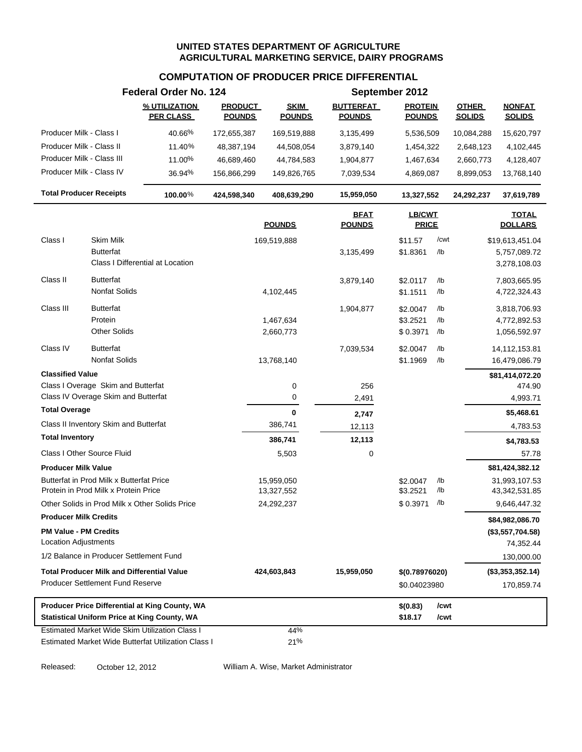# UNITED STATES DEPARTMENT OF AGRICULTURE
## AGRICULTURAL MARKETING SERVICE, DAIRY PROGRAMS

### COMPUTATION OF PRODUCER PRICE DIFFERENTIAL

**Federal Order No. 124** — **September 2012**

| | % UTILIZATION PER CLASS | PRODUCT POUNDS | SKIM POUNDS | BUTTERFAT POUNDS | PROTEIN POUNDS | OTHER SOLIDS | NONFAT SOLIDS |
|---|---|---|---|---|---|---|---|
| Producer Milk - Class I | 40.66% | 172,655,387 | 169,519,888 | 3,135,499 | 5,536,509 | 10,084,288 | 15,620,797 |
| Producer Milk - Class II | 11.40% | 48,387,194 | 44,508,054 | 3,879,140 | 1,454,322 | 2,648,123 | 4,102,445 |
| Producer Milk - Class III | 11.00% | 46,689,460 | 44,784,583 | 1,904,877 | 1,467,634 | 2,660,773 | 4,128,407 |
| Producer Milk - Class IV | 36.94% | 156,866,299 | 149,826,765 | 7,039,534 | 4,869,087 | 8,899,053 | 13,768,140 |
| **Total Producer Receipts** | **100.00%** | **424,598,340** | **408,639,290** | **15,959,050** | **13,327,552** | **24,292,237** | **37,619,789** |

| | | POUNDS | BFAT POUNDS | LB/CWT PRICE | | TOTAL DOLLARS |
|---|---|---|---|---|---|---|
| Class I | Skim Milk | 169,519,888 | | $11.57 | /cwt | $19,613,451.04 |
| | Butterfat | | 3,135,499 | $1.8361 | /lb | 5,757,089.72 |
| | Class I Differential at Location | | | | | 3,278,108.03 |
| Class II | Butterfat | | 3,879,140 | $2.0117 | /lb | 7,803,665.95 |
| | Nonfat Solids | 4,102,445 | | $1.1511 | /lb | 4,722,324.43 |
| Class III | Butterfat | | 1,904,877 | $2.0047 | /lb | 3,818,706.93 |
| | Protein | 1,467,634 | | $3.2521 | /lb | 4,772,892.53 |
| | Other Solids | 2,660,773 | | $ 0.3971 | /lb | 1,056,592.97 |
| Class IV | Butterfat | | 7,039,534 | $2.0047 | /lb | 14,112,153.81 |
| | Nonfat Solids | 13,768,140 | | $1.1969 | /lb | 16,479,086.79 |
| **Classified Value** | | | | | | **$81,414,072.20** |
| | Class I Overage Skim and Butterfat | 0 | 256 | | | 474.90 |
| | Class IV Overage Skim and Butterfat | 0 | 2,491 | | | 4,993.71 |
| **Total Overage** | | **0** | **2,747** | | | **$5,468.61** |
| | Class II Inventory Skim and Butterfat | 386,741 | 12,113 | | | 4,783.53 |
| **Total Inventory** | | **386,741** | **12,113** | | | **$4,783.53** |
| | Class I Other Source Fluid | 5,503 | 0 | | | 57.78 |
| **Producer Milk Value** | | | | | | **$81,424,382.12** |
| | Butterfat in Prod Milk x Butterfat Price | 15,959,050 | | $2.0047 | /lb | 31,993,107.53 |
| | Protein in Prod Milk x Protein Price | 13,327,552 | | $3.2521 | /lb | 43,342,531.85 |
| | Other Solids in Prod Milk x Other Solids Price | 24,292,237 | | $ 0.3971 | /lb | 9,646,447.32 |
| **Producer Milk Credits** | | | | | | **$84,982,086.70** |
| **PM Value - PM Credits** | | | | | | **($3,557,704.58)** |
| Location Adjustments | | | | | | 74,352.44 |
| | 1/2 Balance in Producer Settlement Fund | | | | | 130,000.00 |
| **Total Producer Milk and Differential Value** | | **424,603,843** | **15,959,050** | **$(0.78976020)** | | **($3,353,352.14)** |
| | Producer Settlement Fund Reserve | | | $0.04023980 | | 170,859.74 |

| | | |
|---|---|---|
| **Producer Price Differential at King County, WA** | **$(0.83)** | **/cwt** |
| **Statistical Uniform Price at King County, WA** | **$18.17** | **/cwt** |

| | |
|---|---|
| Estimated Market Wide Skim Utilization Class I | 44% |
| Estimated Market Wide Butterfat Utilization Class I | 21% |

Released: October 12, 2012 — William A. Wise, Market Administrator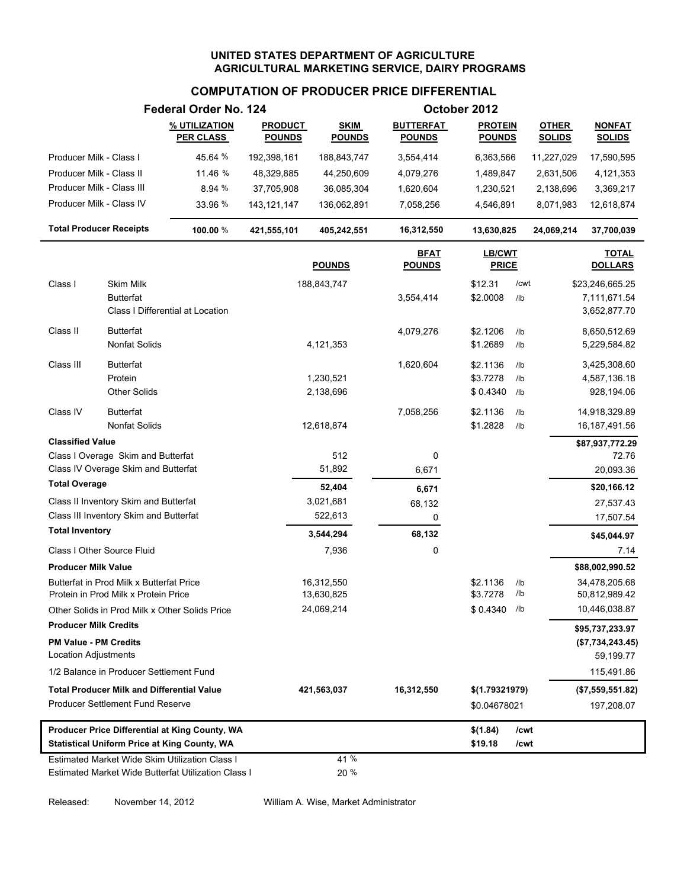**UNITED STATES DEPARTMENT OF AGRICULTURE**
**AGRICULTURAL MARKETING SERVICE, DAIRY PROGRAMS**

## COMPUTATION OF PRODUCER PRICE DIFFERENTIAL

**Federal Order No. 124** — **October 2012**

| | % UTILIZATION PER CLASS | PRODUCT POUNDS | SKIM POUNDS | BUTTERFAT POUNDS | PROTEIN POUNDS | OTHER SOLIDS | NONFAT SOLIDS |
|---|---|---|---|---|---|---|---|
| Producer Milk - Class I | 45.64 % | 192,398,161 | 188,843,747 | 3,554,414 | 6,363,566 | 11,227,029 | 17,590,595 |
| Producer Milk - Class II | 11.46 % | 48,329,885 | 44,250,609 | 4,079,276 | 1,489,847 | 2,631,506 | 4,121,353 |
| Producer Milk - Class III | 8.94 % | 37,705,908 | 36,085,304 | 1,620,604 | 1,230,521 | 2,138,696 | 3,369,217 |
| Producer Milk - Class IV | 33.96 % | 143,121,147 | 136,062,891 | 7,058,256 | 4,546,891 | 8,071,983 | 12,618,874 |
| **Total Producer Receipts** | **100.00 %** | **421,555,101** | **405,242,551** | **16,312,550** | **13,630,825** | **24,069,214** | **37,700,039** |

| | | POUNDS | BFAT POUNDS | LB/CWT PRICE | | TOTAL DOLLARS |
|---|---|---|---|---|---|---|
| Class I | Skim Milk | 188,843,747 | | $12.31 | /cwt | $23,246,665.25 |
| | Butterfat | | 3,554,414 | $2.0008 | /lb | 7,111,671.54 |
| | Class I Differential at Location | | | | | 3,652,877.70 |
| Class II | Butterfat | | 4,079,276 | $2.1206 | /lb | 8,650,512.69 |
| | Nonfat Solids | 4,121,353 | | $1.2689 | /lb | 5,229,584.82 |
| Class III | Butterfat | | 1,620,604 | $2.1136 | /lb | 3,425,308.60 |
| | Protein | 1,230,521 | | $3.7278 | /lb | 4,587,136.18 |
| | Other Solids | 2,138,696 | | $ 0.4340 | /lb | 928,194.06 |
| Class IV | Butterfat | | 7,058,256 | $2.1136 | /lb | 14,918,329.89 |
| | Nonfat Solids | 12,618,874 | | $1.2828 | /lb | 16,187,491.56 |
| **Classified Value** | | | | | | **$87,937,772.29** |
| Class I Overage Skim and Butterfat | | 512 | 0 | | | 72.76 |
| Class IV Overage Skim and Butterfat | | 51,892 | 6,671 | | | 20,093.36 |
| **Total Overage** | | **52,404** | **6,671** | | | **$20,166.12** |
| Class II Inventory Skim and Butterfat | | 3,021,681 | 68,132 | | | 27,537.43 |
| Class III Inventory Skim and Butterfat | | 522,613 | 0 | | | 17,507.54 |
| **Total Inventory** | | **3,544,294** | **68,132** | | | **$45,044.97** |
| Class I Other Source Fluid | | 7,936 | 0 | | | 7.14 |
| **Producer Milk Value** | | | | | | **$88,002,990.52** |
| Butterfat in Prod Milk x Butterfat Price | | 16,312,550 | | $2.1136 | /lb | 34,478,205.68 |
| Protein in Prod Milk x Protein Price | | 13,630,825 | | $3.7278 | /lb | 50,812,989.42 |
| Other Solids in Prod Milk x Other Solids Price | | 24,069,214 | | $ 0.4340 | /lb | 10,446,038.87 |
| **Producer Milk Credits** | | | | | | **$95,737,233.97** |
| **PM Value - PM Credits** | | | | | | **($7,734,243.45)** |
| Location Adjustments | | | | | | 59,199.77 |
| 1/2 Balance in Producer Settlement Fund | | | | | | 115,491.86 |
| **Total Producer Milk and Differential Value** | | **421,563,037** | **16,312,550** | **$(1.79321979)** | | **($7,559,551.82)** |
| Producer Settlement Fund Reserve | | | | $0.04678021 | | 197,208.07 |

| | | |
|---|---|---|
| **Producer Price Differential at King County, WA** | **$(1.84)** | **/cwt** |
| **Statistical Uniform Price at King County, WA** | **$19.18** | **/cwt** |

| | |
|---|---|
| Estimated Market Wide Skim Utilization Class I | 41 % |
| Estimated Market Wide Butterfat Utilization Class I | 20 % |

Released: November 14, 2012 — William A. Wise, Market Administrator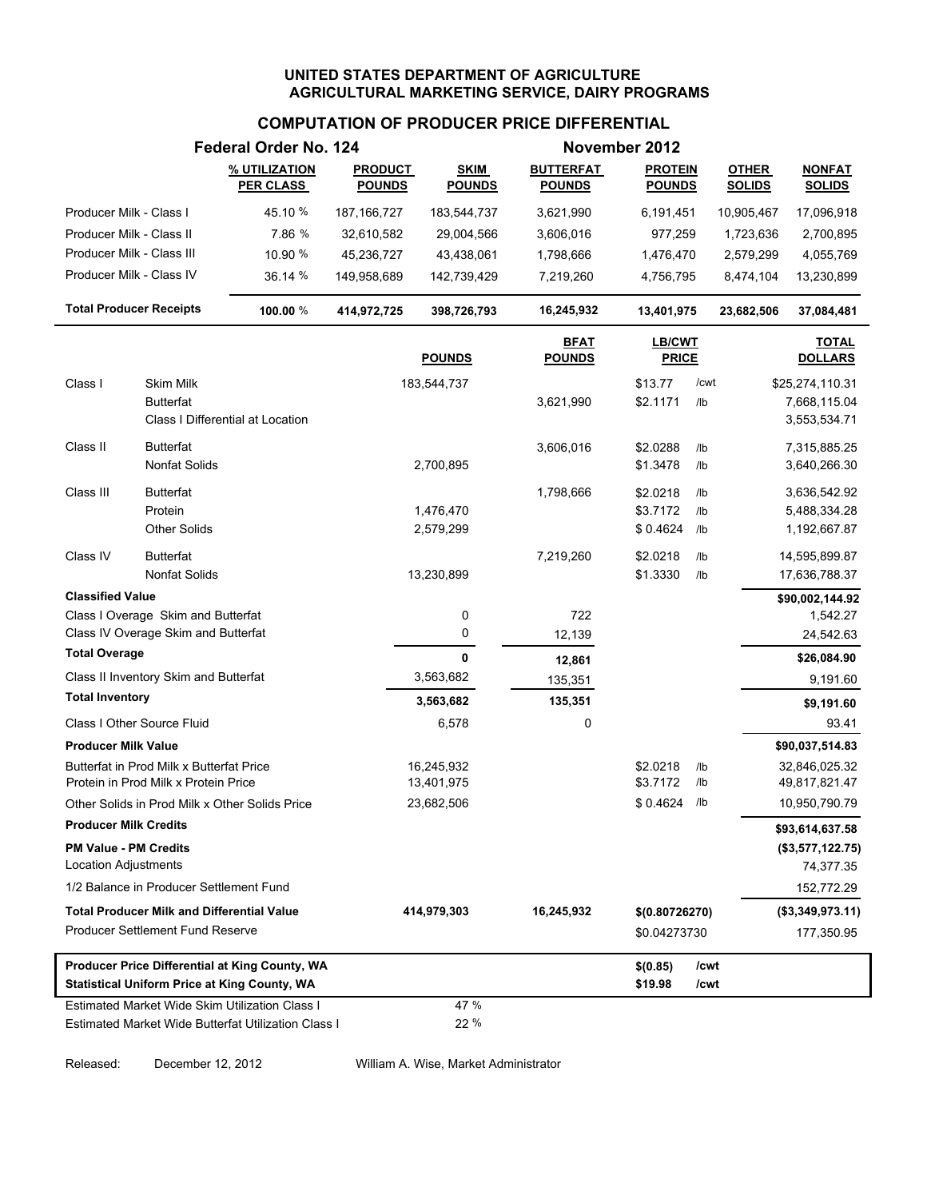# UNITED STATES DEPARTMENT OF AGRICULTURE
## AGRICULTURAL MARKETING SERVICE, DAIRY PROGRAMS

### COMPUTATION OF PRODUCER PRICE DIFFERENTIAL

**Federal Order No. 124** — **November 2012**

| | % UTILIZATION PER CLASS | PRODUCT POUNDS | SKIM POUNDS | BUTTERFAT POUNDS | PROTEIN POUNDS | OTHER SOLIDS | NONFAT SOLIDS |
|---|---|---|---|---|---|---|---|
| Producer Milk - Class I | 45.10 % | 187,166,727 | 183,544,737 | 3,621,990 | 6,191,451 | 10,905,467 | 17,096,918 |
| Producer Milk - Class II | 7.86 % | 32,610,582 | 29,004,566 | 3,606,016 | 977,259 | 1,723,636 | 2,700,895 |
| Producer Milk - Class III | 10.90 % | 45,236,727 | 43,438,061 | 1,798,666 | 1,476,470 | 2,579,299 | 4,055,769 |
| Producer Milk - Class IV | 36.14 % | 149,958,689 | 142,739,429 | 7,219,260 | 4,756,795 | 8,474,104 | 13,230,899 |
| **Total Producer Receipts** | **100.00 %** | **414,972,725** | **398,726,793** | **16,245,932** | **13,401,975** | **23,682,506** | **37,084,481** |

| | | POUNDS | BFAT POUNDS | LB/CWT PRICE | | TOTAL DOLLARS |
|---|---|---|---|---|---|---|
| Class I | Skim Milk | 183,544,737 | | $13.77 | /cwt | $25,274,110.31 |
| | Butterfat | | 3,621,990 | $2.1171 | /lb | 7,668,115.04 |
| | Class I Differential at Location | | | | | 3,553,534.71 |
| Class II | Butterfat | | 3,606,016 | $2.0288 | /lb | 7,315,885.25 |
| | Nonfat Solids | 2,700,895 | | $1.3478 | /lb | 3,640,266.30 |
| Class III | Butterfat | | 1,798,666 | $2.0218 | /lb | 3,636,542.92 |
| | Protein | 1,476,470 | | $3.7172 | /lb | 5,488,334.28 |
| | Other Solids | 2,579,299 | | $ 0.4624 | /lb | 1,192,667.87 |
| Class IV | Butterfat | | 7,219,260 | $2.0218 | /lb | 14,595,899.87 |
| | Nonfat Solids | 13,230,899 | | $1.3330 | /lb | 17,636,788.37 |
| **Classified Value** | | | | | | **$90,002,144.92** |
| Class I Overage Skim and Butterfat | | 0 | 722 | | | 1,542.27 |
| Class IV Overage Skim and Butterfat | | 0 | 12,139 | | | 24,542.63 |
| **Total Overage** | | **0** | **12,861** | | | **$26,084.90** |
| Class II Inventory Skim and Butterfat | | 3,563,682 | 135,351 | | | 9,191.60 |
| **Total Inventory** | | **3,563,682** | **135,351** | | | **$9,191.60** |
| Class I Other Source Fluid | | 6,578 | 0 | | | 93.41 |
| **Producer Milk Value** | | | | | | **$90,037,514.83** |
| Butterfat in Prod Milk x Butterfat Price | | 16,245,932 | | $2.0218 | /lb | 32,846,025.32 |
| Protein in Prod Milk x Protein Price | | 13,401,975 | | $3.7172 | /lb | 49,817,821.47 |
| Other Solids in Prod Milk x Other Solids Price | | 23,682,506 | | $ 0.4624 | /lb | 10,950,790.79 |
| **Producer Milk Credits** | | | | | | **$93,614,637.58** |
| **PM Value - PM Credits** | | | | | | **($3,577,122.75)** |
| Location Adjustments | | | | | | 74,377.35 |
| 1/2 Balance in Producer Settlement Fund | | | | | | 152,772.29 |
| **Total Producer Milk and Differential Value** | | **414,979,303** | **16,245,932** | **$(0.80726270)** | | **($3,349,973.11)** |
| Producer Settlement Fund Reserve | | | | $0.04273730 | | 177,350.95 |
| **Producer Price Differential at King County, WA** | | | | **$(0.85)** | **/cwt** | |
| **Statistical Uniform Price at King County, WA** | | | | **$19.98** | **/cwt** | |
| Estimated Market Wide Skim Utilization Class I | | 47 % | | | | |
| Estimated Market Wide Butterfat Utilization Class I | | 22 % | | | | |

Released: December 12, 2012 — William A. Wise, Market Administrator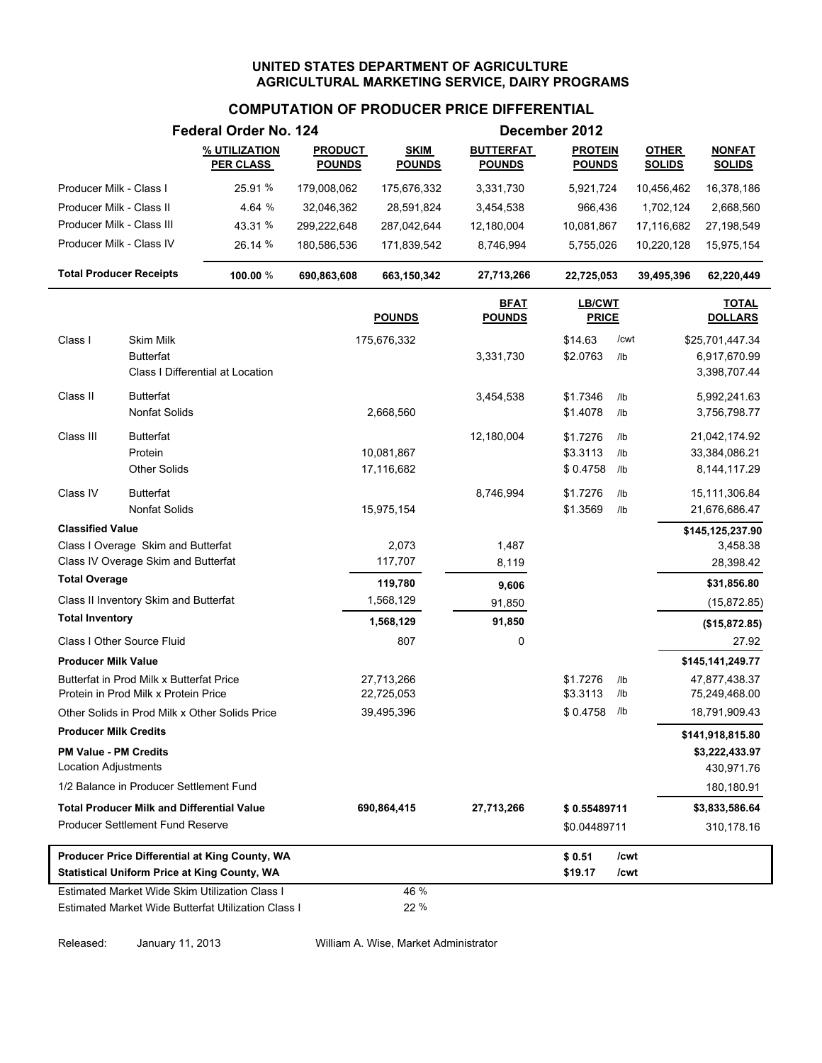# UNITED STATES DEPARTMENT OF AGRICULTURE
## AGRICULTURAL MARKETING SERVICE, DAIRY PROGRAMS

### COMPUTATION OF PRODUCER PRICE DIFFERENTIAL

**Federal Order No. 124** — **December 2012**

| | % UTILIZATION PER CLASS | PRODUCT POUNDS | SKIM POUNDS | BUTTERFAT POUNDS | PROTEIN POUNDS | OTHER SOLIDS | NONFAT SOLIDS |
|---|---|---|---|---|---|---|---|
| Producer Milk - Class I | 25.91 % | 179,008,062 | 175,676,332 | 3,331,730 | 5,921,724 | 10,456,462 | 16,378,186 |
| Producer Milk - Class II | 4.64 % | 32,046,362 | 28,591,824 | 3,454,538 | 966,436 | 1,702,124 | 2,668,560 |
| Producer Milk - Class III | 43.31 % | 299,222,648 | 287,042,644 | 12,180,004 | 10,081,867 | 17,116,682 | 27,198,549 |
| Producer Milk - Class IV | 26.14 % | 180,586,536 | 171,839,542 | 8,746,994 | 5,755,026 | 10,220,128 | 15,975,154 |
| **Total Producer Receipts** | **100.00 %** | **690,863,608** | **663,150,342** | **27,713,266** | **22,725,053** | **39,495,396** | **62,220,449** |

| | | POUNDS | BFAT POUNDS | LB/CWT PRICE | | TOTAL DOLLARS |
|---|---|---|---|---|---|---|
| Class I | Skim Milk | 175,676,332 | | $14.63 | /cwt | $25,701,447.34 |
| | Butterfat | | 3,331,730 | $2.0763 | /lb | 6,917,670.99 |
| | Class I Differential at Location | | | | | 3,398,707.44 |
| Class II | Butterfat | | 3,454,538 | $1.7346 | /lb | 5,992,241.63 |
| | Nonfat Solids | 2,668,560 | | $1.4078 | /lb | 3,756,798.77 |
| Class III | Butterfat | | 12,180,004 | $1.7276 | /lb | 21,042,174.92 |
| | Protein | 10,081,867 | | $3.3113 | /lb | 33,384,086.21 |
| | Other Solids | 17,116,682 | | $ 0.4758 | /lb | 8,144,117.29 |
| Class IV | Butterfat | | 8,746,994 | $1.7276 | /lb | 15,111,306.84 |
| | Nonfat Solids | 15,975,154 | | $1.3569 | /lb | 21,676,686.47 |
| **Classified Value** | | | | | | **$145,125,237.90** |
| Class I Overage Skim and Butterfat | | 2,073 | 1,487 | | | 3,458.38 |
| Class IV Overage Skim and Butterfat | | 117,707 | 8,119 | | | 28,398.42 |
| **Total Overage** | | **119,780** | **9,606** | | | **$31,856.80** |
| Class II Inventory Skim and Butterfat | | 1,568,129 | 91,850 | | | (15,872.85) |
| **Total Inventory** | | **1,568,129** | **91,850** | | | **($15,872.85)** |
| Class I Other Source Fluid | | 807 | 0 | | | 27.92 |
| **Producer Milk Value** | | | | | | **$145,141,249.77** |
| Butterfat in Prod Milk x Butterfat Price | | 27,713,266 | | $1.7276 | /lb | 47,877,438.37 |
| Protein in Prod Milk x Protein Price | | 22,725,053 | | $3.3113 | /lb | 75,249,468.00 |
| Other Solids in Prod Milk x Other Solids Price | | 39,495,396 | | $ 0.4758 | /lb | 18,791,909.43 |
| **Producer Milk Credits** | | | | | | **$141,918,815.80** |
| **PM Value - PM Credits** | | | | | | **$3,222,433.97** |
| Location Adjustments | | | | | | 430,971.76 |
| 1/2 Balance in Producer Settlement Fund | | | | | | 180,180.91 |
| **Total Producer Milk and Differential Value** | | **690,864,415** | **27,713,266** | **$ 0.55489711** | | **$3,833,586.64** |
| Producer Settlement Fund Reserve | | | | $0.04489711 | | 310,178.16 |
| **Producer Price Differential at King County, WA** | | | | **$ 0.51** | **/cwt** | |
| **Statistical Uniform Price at King County, WA** | | | | **$19.17** | **/cwt** | |
| Estimated Market Wide Skim Utilization Class I | | 46 % | | | | |
| Estimated Market Wide Butterfat Utilization Class I | | 22 % | | | | |

Released: January 11, 2013

William A. Wise, Market Administrator